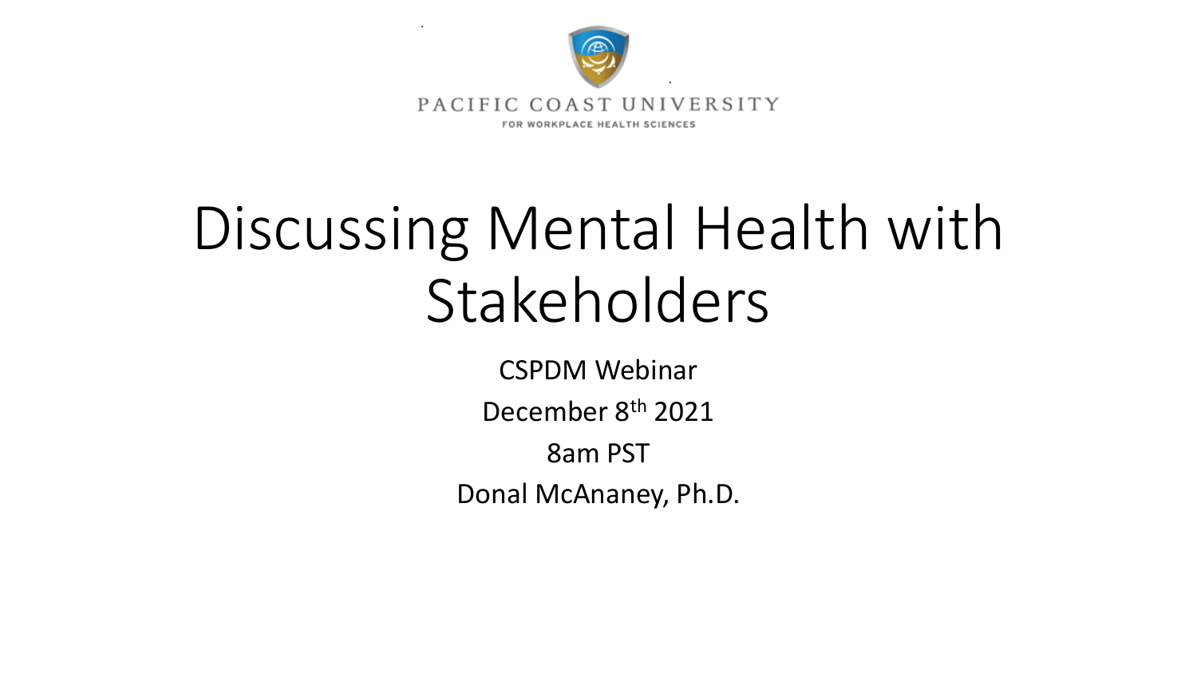PACIFIC COAST UNIVERSITY

FOR WORKPLACE HEALTH SCIENCES

# Discussing Mental Health with Stakeholders

CSPDM Webinar

December 8th 2021

8am PST

Donal McAnaney, Ph.D.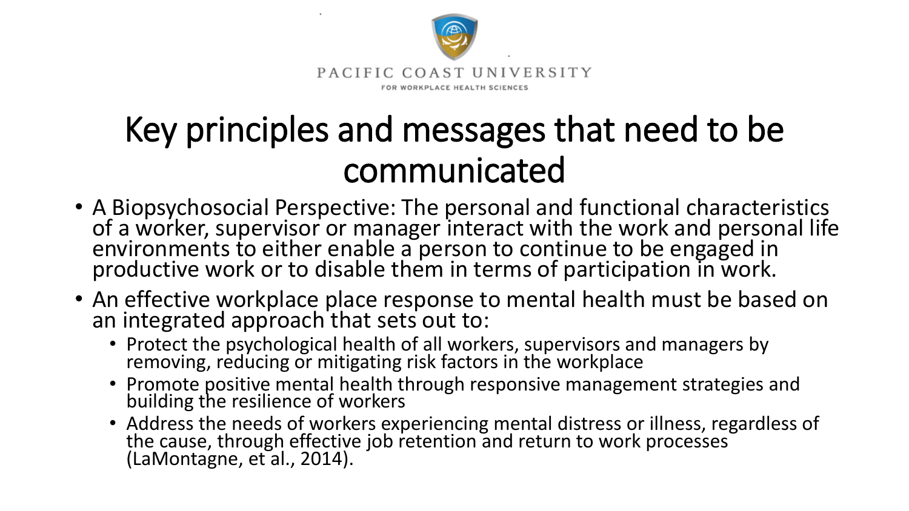# Key principles and messages that need to be communicated

- A Biopsychosocial Perspective: The personal and functional characteristics of a worker, supervisor or manager interact with the work and personal life environments to either enable a person to continue to be engaged in productive work or to disable them in terms of participation in work.
- An effective workplace place response to mental health must be based on an integrated approach that sets out to:
  - Protect the psychological health of all workers, supervisors and managers by removing, reducing or mitigating risk factors in the workplace
  - Promote positive mental health through responsive management strategies and building the resilience of workers
  - Address the needs of workers experiencing mental distress or illness, regardless of the cause, through effective job retention and return to work processes (LaMontagne, et al., 2014).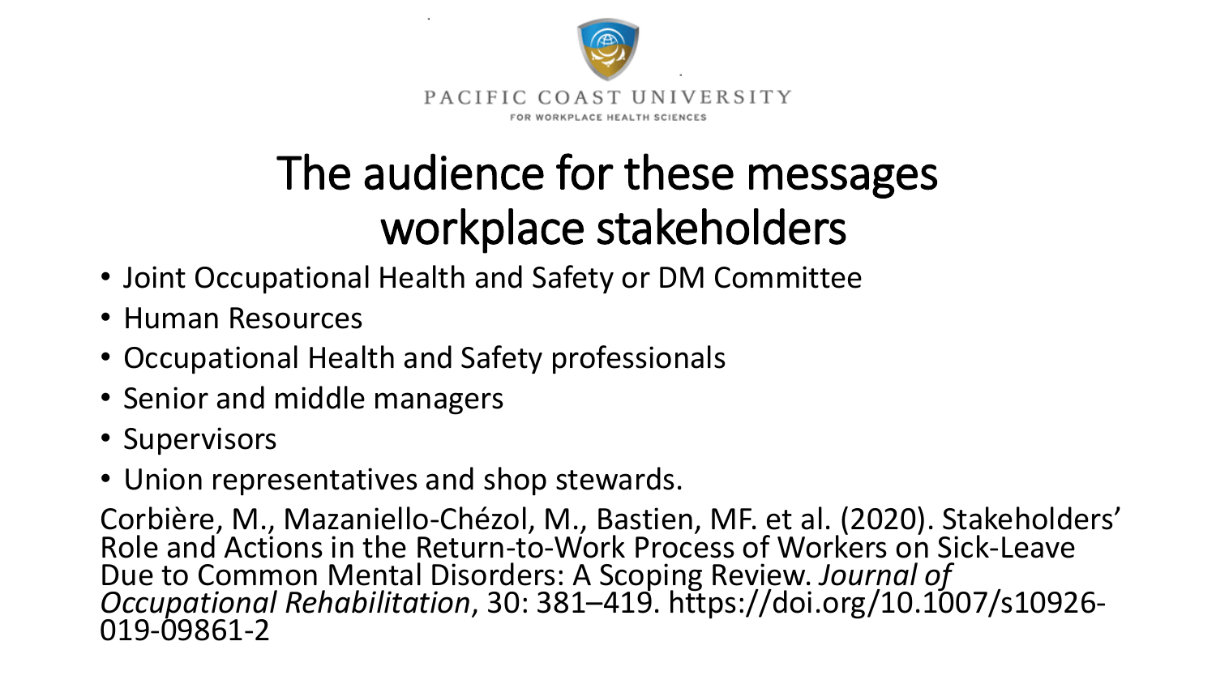PACIFIC COAST UNIVERSITY

FOR WORKPLACE HEALTH SCIENCES

# The audience for these messages workplace stakeholders

- Joint Occupational Health and Safety or DM Committee
- Human Resources
- Occupational Health and Safety professionals
- Senior and middle managers
- Supervisors
- Union representatives and shop stewards.

Corbière, M., Mazaniello-Chézol, M., Bastien, MF. et al. (2020). Stakeholders' Role and Actions in the Return-to-Work Process of Workers on Sick-Leave Due to Common Mental Disorders: A Scoping Review. *Journal of Occupational Rehabilitation*, 30: 381–419. https://doi.org/10.1007/s10926-019-09861-2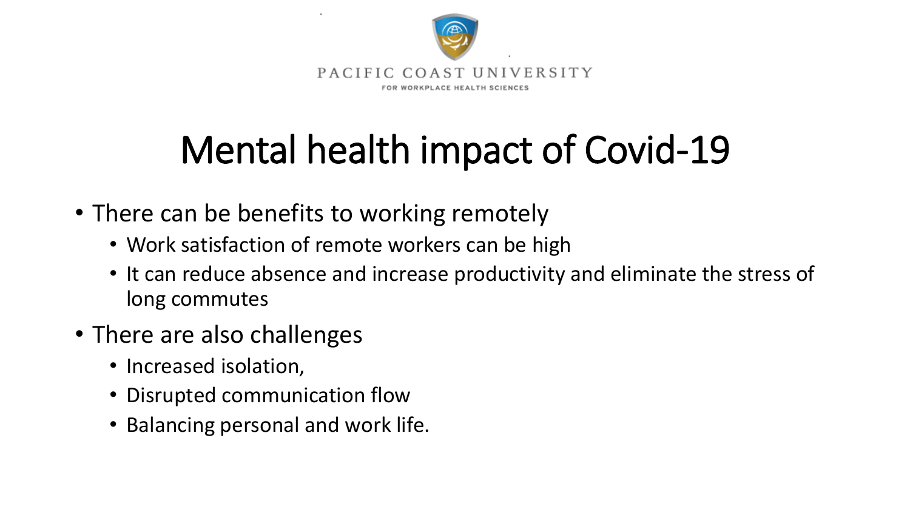PACIFIC COAST UNIVERSITY

FOR WORKPLACE HEALTH SCIENCES

# Mental health impact of Covid-19

- There can be benefits to working remotely
  - Work satisfaction of remote workers can be high
  - It can reduce absence and increase productivity and eliminate the stress of long commutes
- There are also challenges
  - Increased isolation,
  - Disrupted communication flow
  - Balancing personal and work life.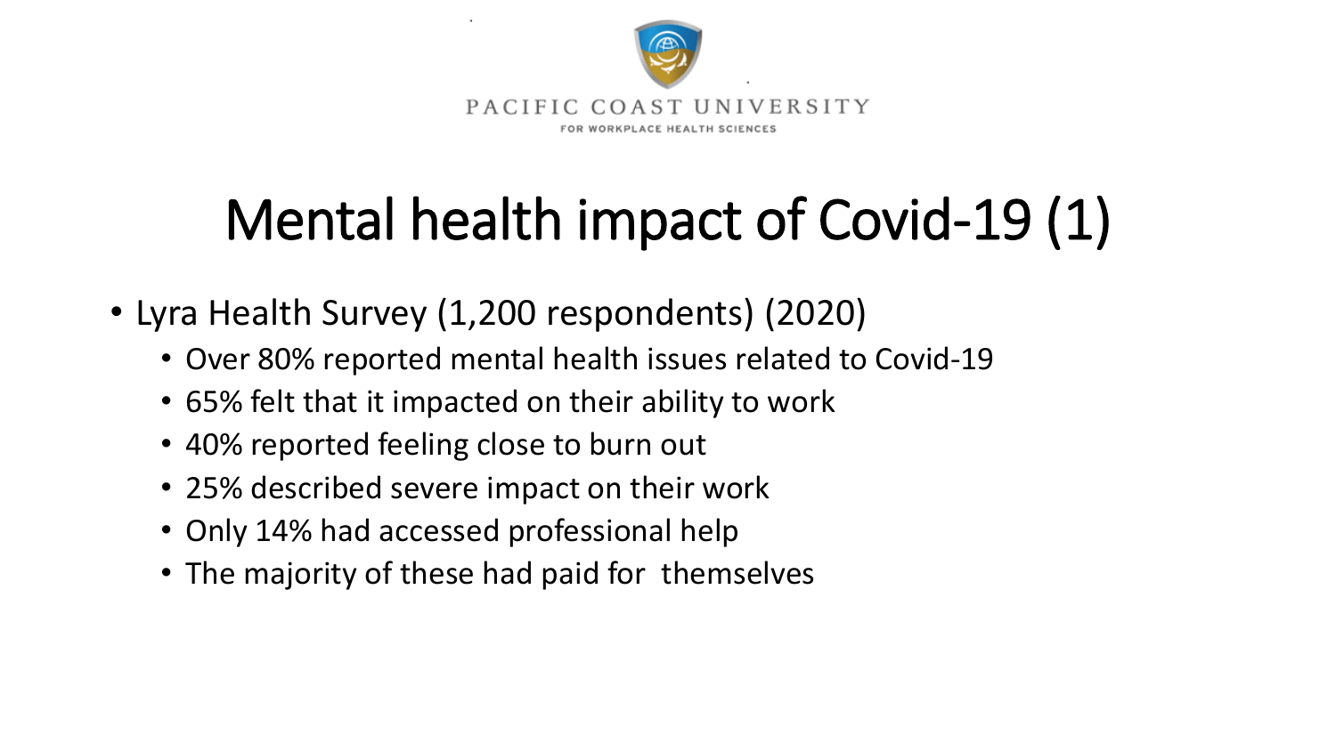# Mental health impact of Covid-19 (1)

- Lyra Health Survey (1,200 respondents) (2020)
  - Over 80% reported mental health issues related to Covid-19
  - 65% felt that it impacted on their ability to work
  - 40% reported feeling close to burn out
  - 25% described severe impact on their work
  - Only 14% had accessed professional help
  - The majority of these had paid for themselves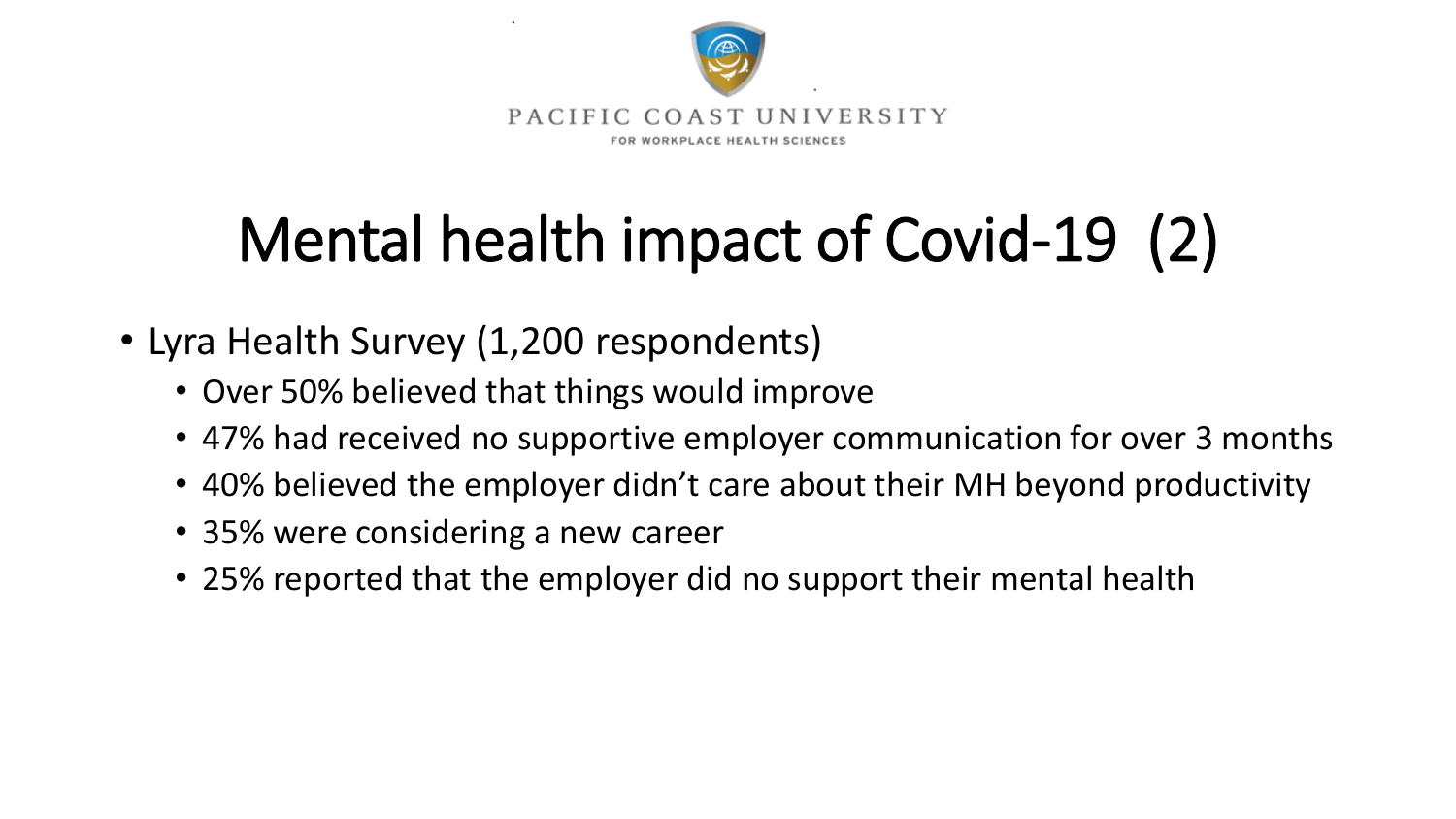PACIFIC COAST UNIVERSITY
FOR WORKPLACE HEALTH SCIENCES

# Mental health impact of Covid-19 (2)

- Lyra Health Survey (1,200 respondents)
  - Over 50% believed that things would improve
  - 47% had received no supportive employer communication for over 3 months
  - 40% believed the employer didn't care about their MH beyond productivity
  - 35% were considering a new career
  - 25% reported that the employer did no support their mental health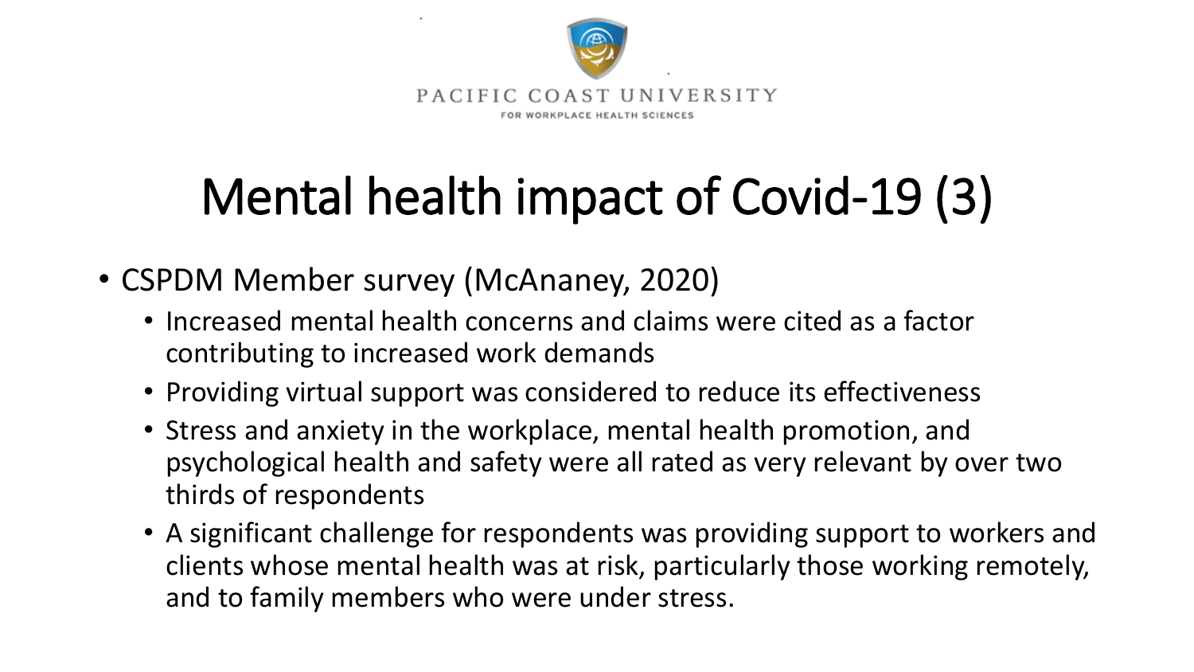PACIFIC COAST UNIVERSITY
FOR WORKPLACE HEALTH SCIENCES

# Mental health impact of Covid-19 (3)

- CSPDM Member survey (McAnaney, 2020)
  - Increased mental health concerns and claims were cited as a factor contributing to increased work demands
  - Providing virtual support was considered to reduce its effectiveness
  - Stress and anxiety in the workplace, mental health promotion, and psychological health and safety were all rated as very relevant by over two thirds of respondents
  - A significant challenge for respondents was providing support to workers and clients whose mental health was at risk, particularly those working remotely, and to family members who were under stress.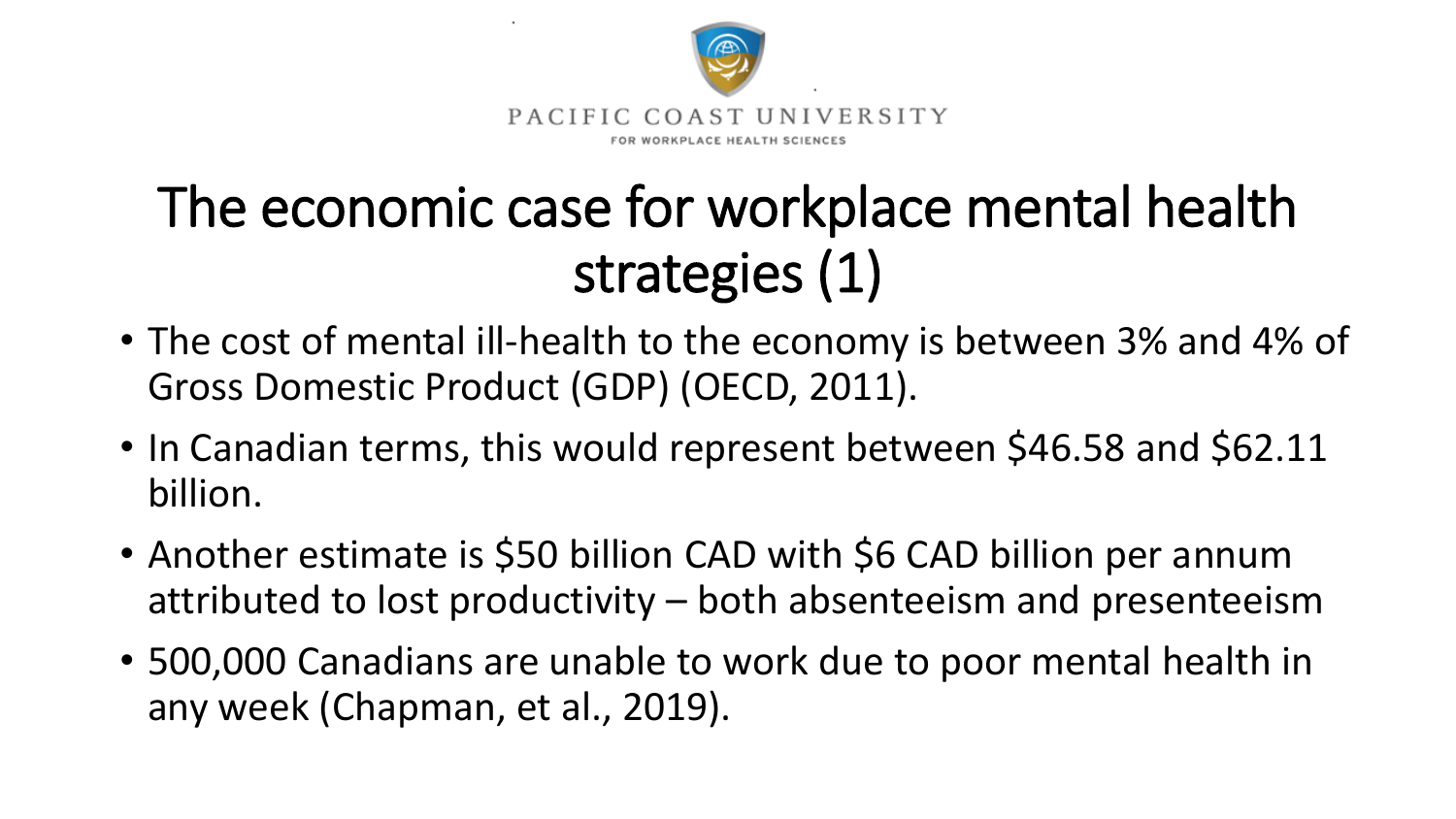PACIFIC COAST UNIVERSITY
FOR WORKPLACE HEALTH SCIENCES

# The economic case for workplace mental health strategies (1)

- The cost of mental ill-health to the economy is between 3% and 4% of Gross Domestic Product (GDP) (OECD, 2011).
- In Canadian terms, this would represent between $46.58 and $62.11 billion.
- Another estimate is $50 billion CAD with $6 CAD billion per annum attributed to lost productivity – both absenteeism and presenteeism
- 500,000 Canadians are unable to work due to poor mental health in any week (Chapman, et al., 2019).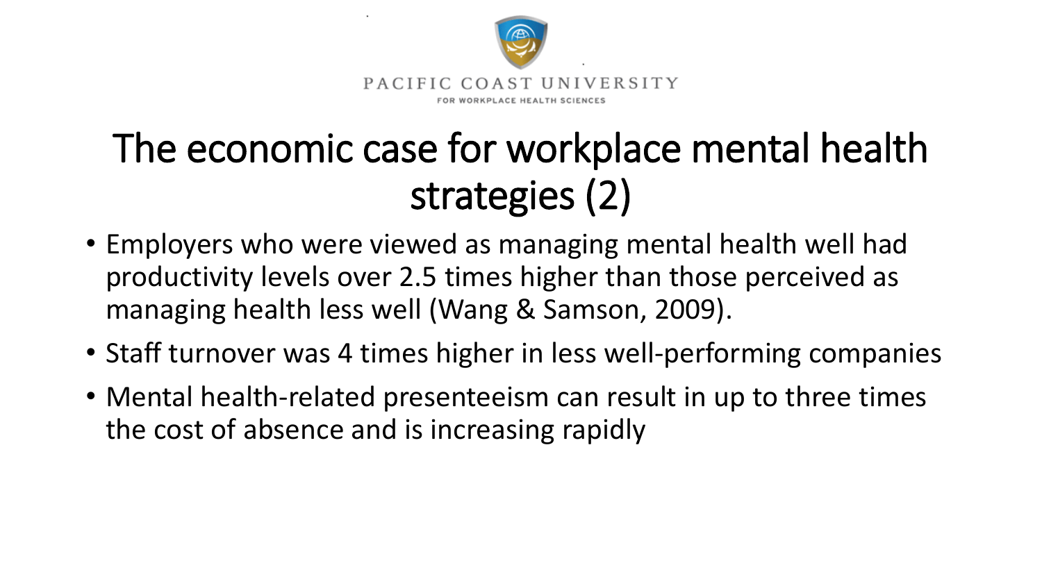# The economic case for workplace mental health strategies (2)

- Employers who were viewed as managing mental health well had productivity levels over 2.5 times higher than those perceived as managing health less well (Wang & Samson, 2009).
- Staff turnover was 4 times higher in less well-performing companies
- Mental health-related presenteeism can result in up to three times the cost of absence and is increasing rapidly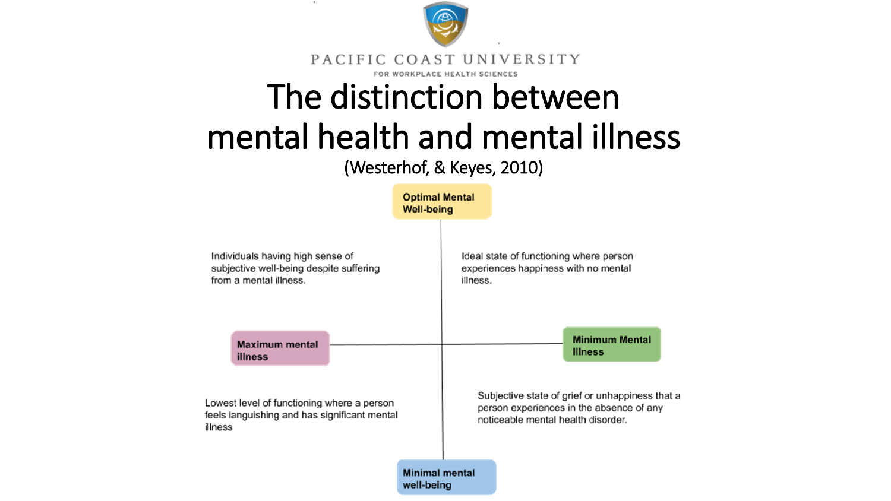PACIFIC COAST UNIVERSITY

FOR WORKPLACE HEALTH SCIENCES

# The distinction between mental health and mental illness

(Westerhof, & Keyes, 2010)

**Optimal Mental Well-being**

Individuals having high sense of subjective well-being despite suffering from a mental illness.

Ideal state of functioning where person experiences happiness with no mental illness.

**Maximum mental illness**

**Minimum Mental Illness**

Lowest level of functioning where a person feels languishing and has significant mental illness

Subjective state of grief or unhappiness that a person experiences in the absence of any noticeable mental health disorder.

**Minimal mental well-being**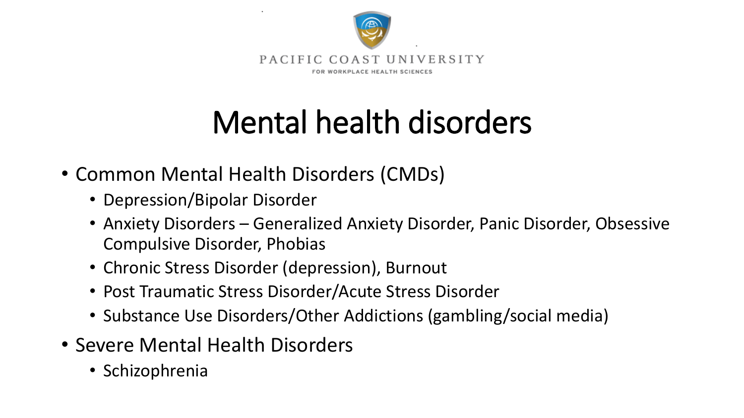# Mental health disorders

- Common Mental Health Disorders (CMDs)
  - Depression/Bipolar Disorder
  - Anxiety Disorders – Generalized Anxiety Disorder, Panic Disorder, Obsessive Compulsive Disorder, Phobias
  - Chronic Stress Disorder (depression), Burnout
  - Post Traumatic Stress Disorder/Acute Stress Disorder
  - Substance Use Disorders/Other Addictions (gambling/social media)
- Severe Mental Health Disorders
  - Schizophrenia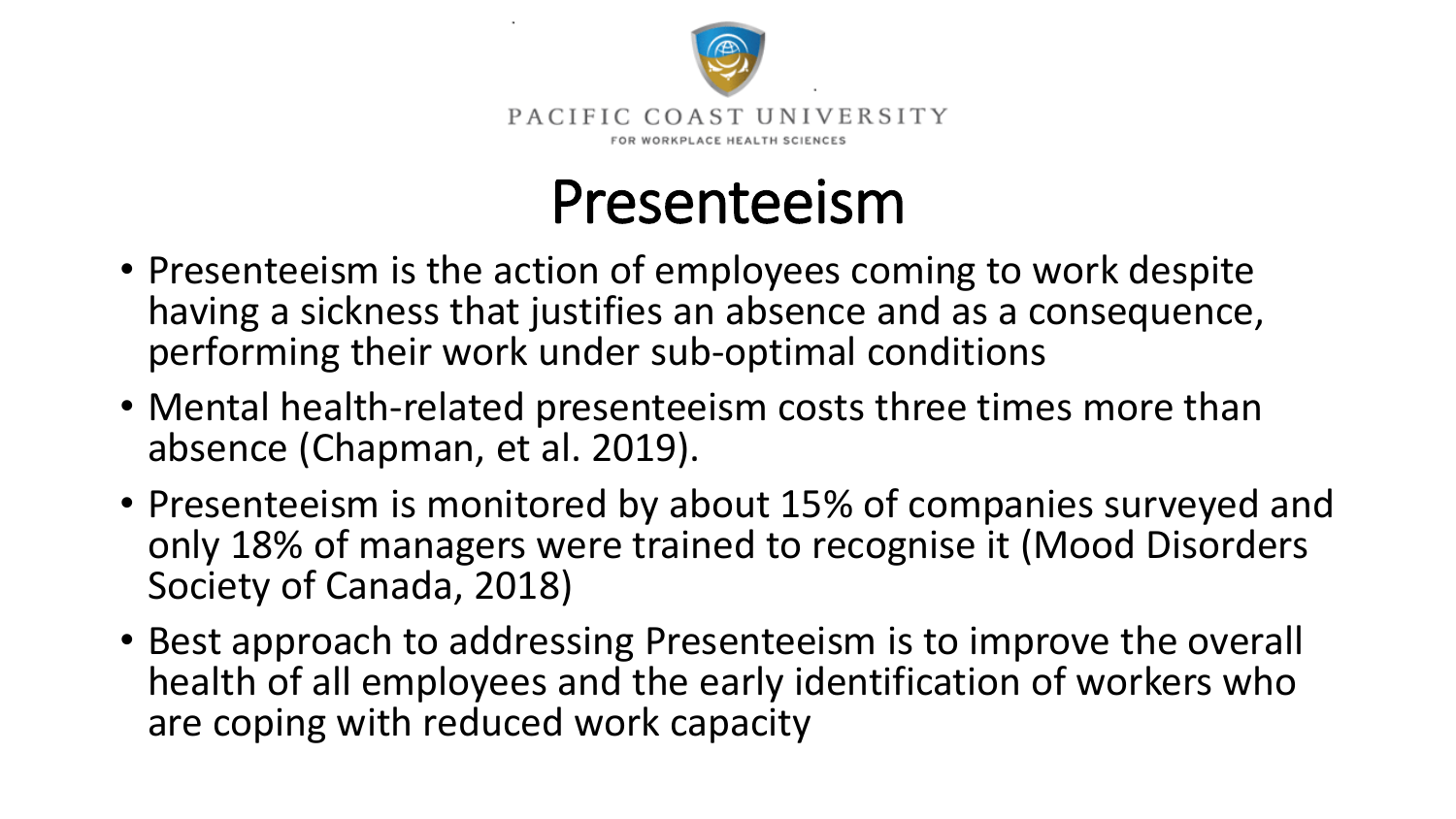# Presenteeism

- Presenteeism is the action of employees coming to work despite having a sickness that justifies an absence and as a consequence, performing their work under sub-optimal conditions
- Mental health-related presenteeism costs three times more than absence (Chapman, et al. 2019).
- Presenteeism is monitored by about 15% of companies surveyed and only 18% of managers were trained to recognise it (Mood Disorders Society of Canada, 2018)
- Best approach to addressing Presenteeism is to improve the overall health of all employees and the early identification of workers who are coping with reduced work capacity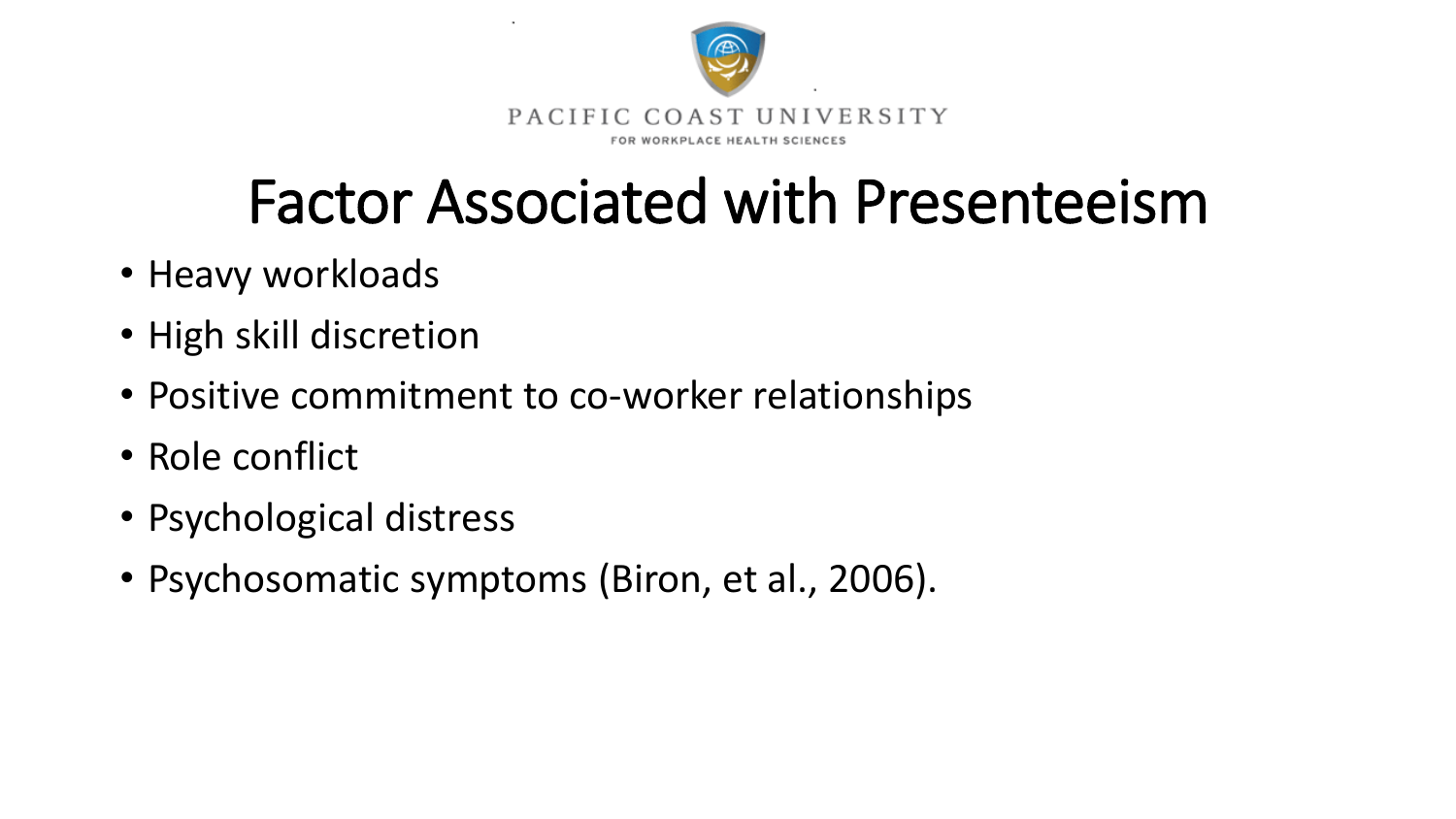# Factor Associated with Presenteeism

- Heavy workloads
- High skill discretion
- Positive commitment to co-worker relationships
- Role conflict
- Psychological distress
- Psychosomatic symptoms (Biron, et al., 2006).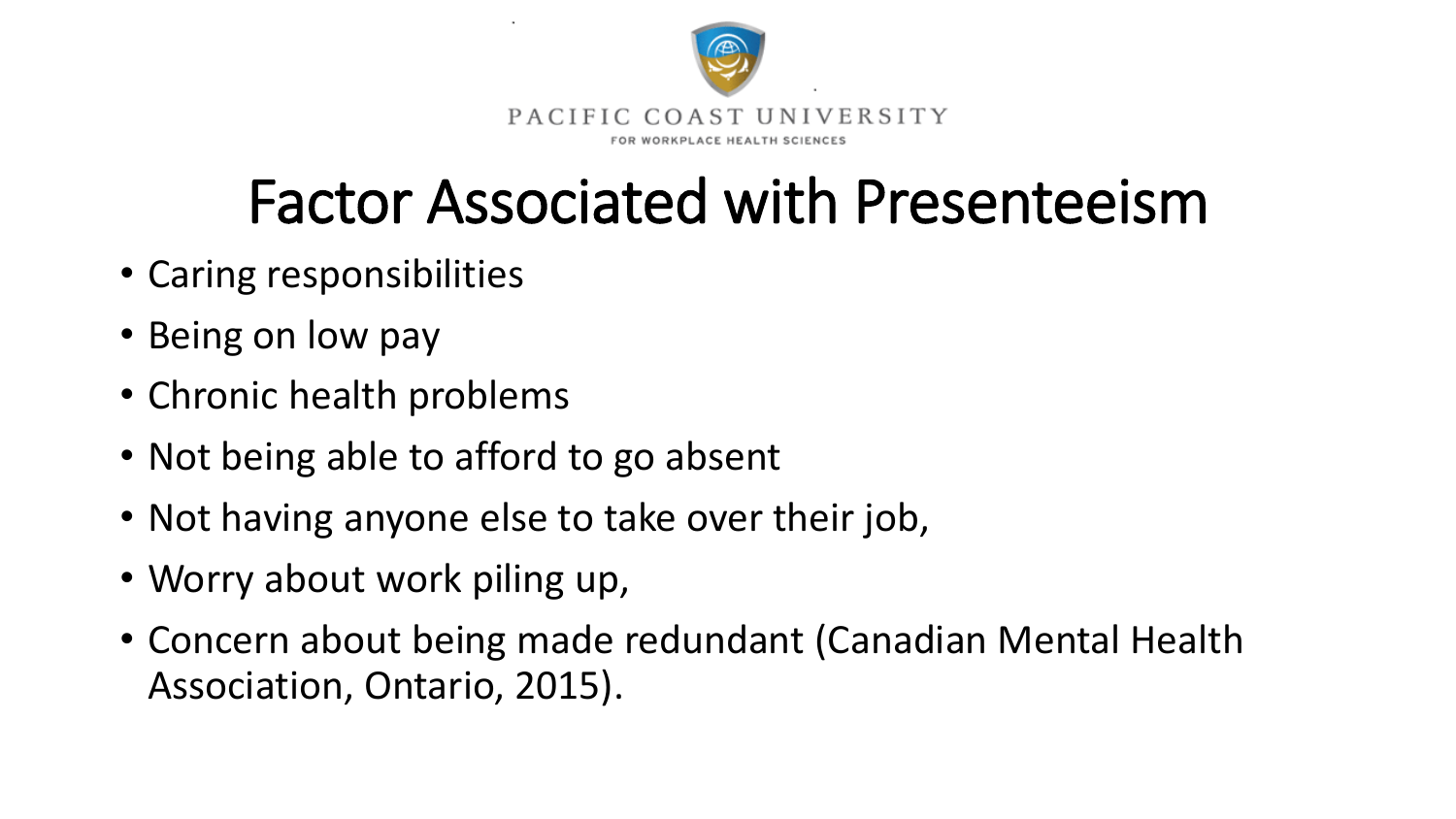# Factor Associated with Presenteeism

- Caring responsibilities
- Being on low pay
- Chronic health problems
- Not being able to afford to go absent
- Not having anyone else to take over their job,
- Worry about work piling up,
- Concern about being made redundant (Canadian Mental Health Association, Ontario, 2015).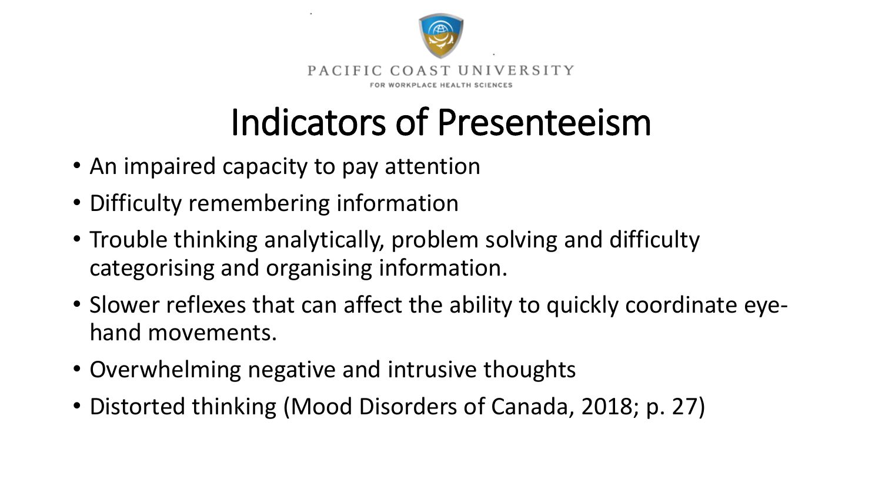PACIFIC COAST UNIVERSITY
FOR WORKPLACE HEALTH SCIENCES

# Indicators of Presenteeism

- An impaired capacity to pay attention
- Difficulty remembering information
- Trouble thinking analytically, problem solving and difficulty categorising and organising information.
- Slower reflexes that can affect the ability to quickly coordinate eye-hand movements.
- Overwhelming negative and intrusive thoughts
- Distorted thinking (Mood Disorders of Canada, 2018; p. 27)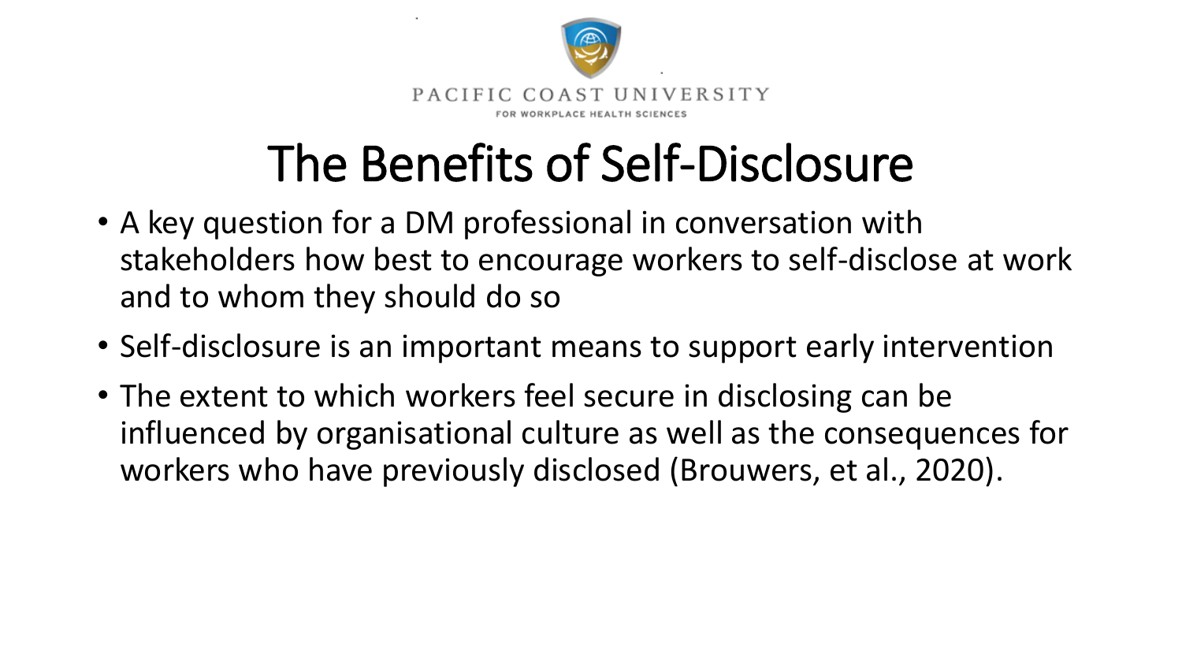PACIFIC COAST UNIVERSITY
FOR WORKPLACE HEALTH SCIENCES

# The Benefits of Self-Disclosure

- A key question for a DM professional in conversation with stakeholders how best to encourage workers to self-disclose at work and to whom they should do so
- Self-disclosure is an important means to support early intervention
- The extent to which workers feel secure in disclosing can be influenced by organisational culture as well as the consequences for workers who have previously disclosed (Brouwers, et al., 2020).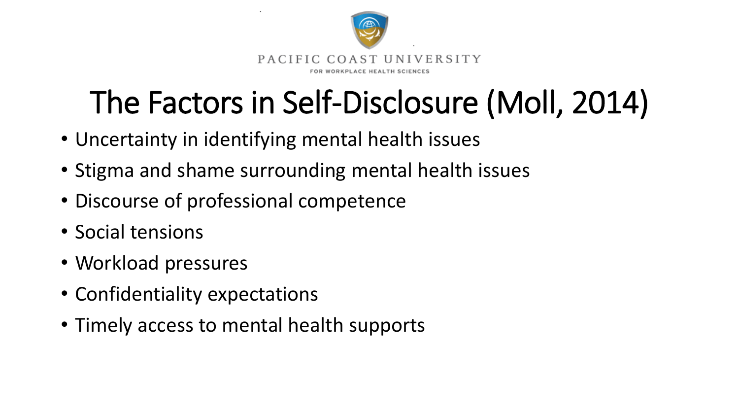# The Factors in Self-Disclosure (Moll, 2014)

- Uncertainty in identifying mental health issues
- Stigma and shame surrounding mental health issues
- Discourse of professional competence
- Social tensions
- Workload pressures
- Confidentiality expectations
- Timely access to mental health supports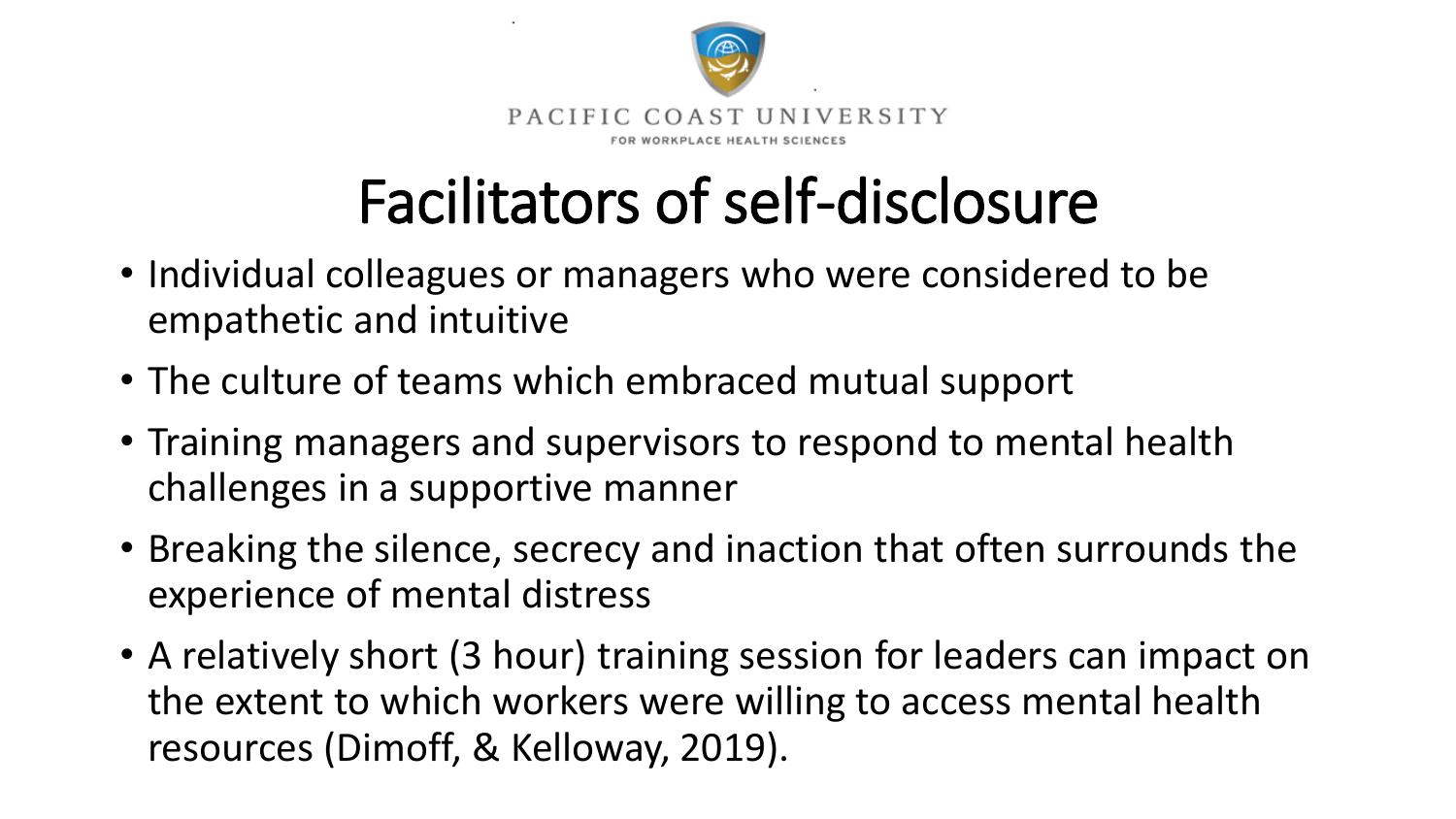# Facilitators of self-disclosure

- Individual colleagues or managers who were considered to be empathetic and intuitive
- The culture of teams which embraced mutual support
- Training managers and supervisors to respond to mental health challenges in a supportive manner
- Breaking the silence, secrecy and inaction that often surrounds the experience of mental distress
- A relatively short (3 hour) training session for leaders can impact on the extent to which workers were willing to access mental health resources (Dimoff, & Kelloway, 2019).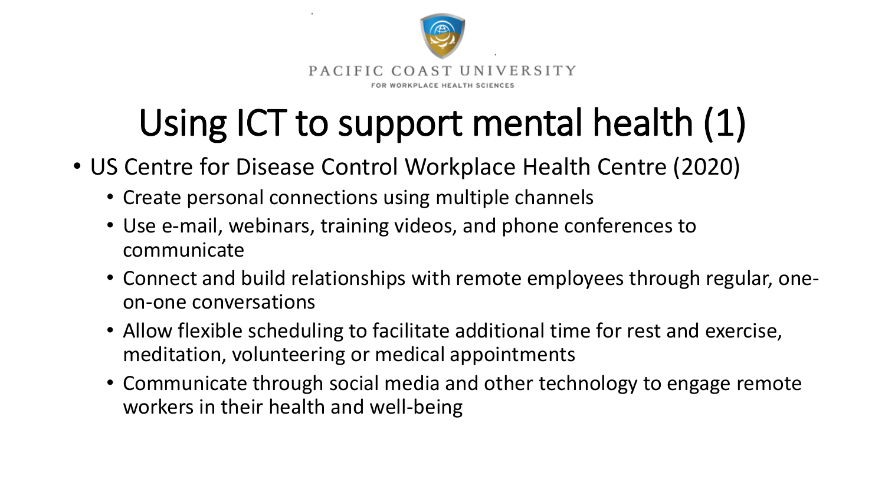PACIFIC COAST UNIVERSITY

FOR WORKPLACE HEALTH SCIENCES

# Using ICT to support mental health (1)

- US Centre for Disease Control Workplace Health Centre (2020)
  - Create personal connections using multiple channels
  - Use e-mail, webinars, training videos, and phone conferences to communicate
  - Connect and build relationships with remote employees through regular, one-on-one conversations
  - Allow flexible scheduling to facilitate additional time for rest and exercise, meditation, volunteering or medical appointments
  - Communicate through social media and other technology to engage remote workers in their health and well-being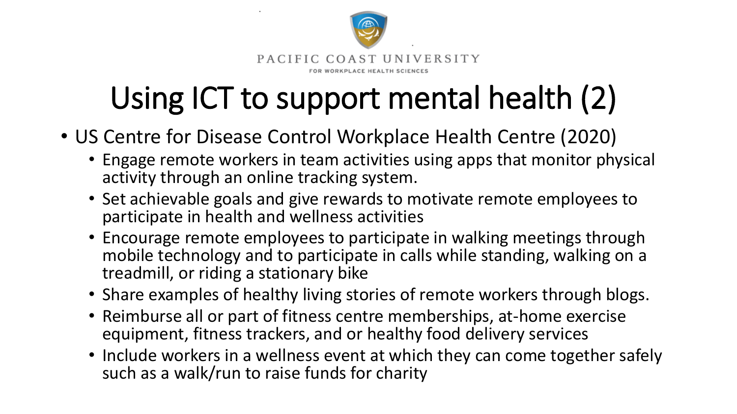# Using ICT to support mental health (2)

- US Centre for Disease Control Workplace Health Centre (2020)
  - Engage remote workers in team activities using apps that monitor physical activity through an online tracking system.
  - Set achievable goals and give rewards to motivate remote employees to participate in health and wellness activities
  - Encourage remote employees to participate in walking meetings through mobile technology and to participate in calls while standing, walking on a treadmill, or riding a stationary bike
  - Share examples of healthy living stories of remote workers through blogs.
  - Reimburse all or part of fitness centre memberships, at-home exercise equipment, fitness trackers, and or healthy food delivery services
  - Include workers in a wellness event at which they can come together safely such as a walk/run to raise funds for charity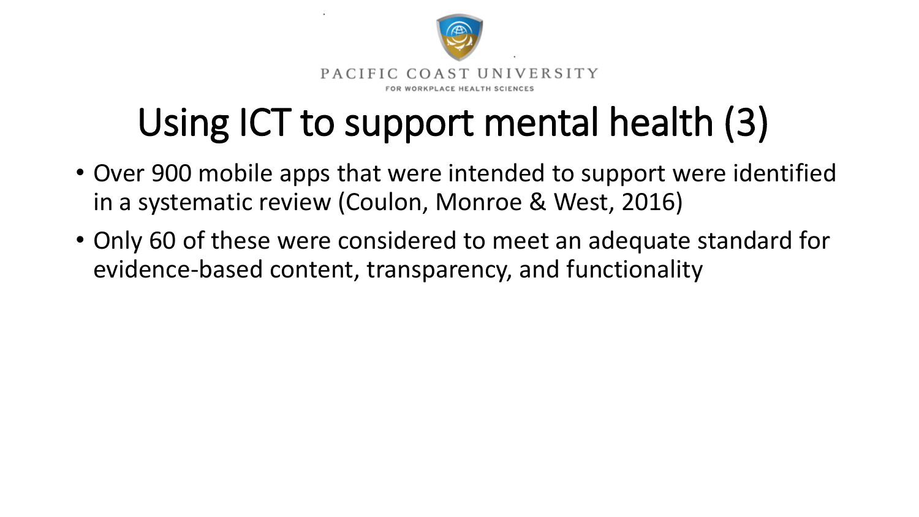# Using ICT to support mental health (3)

- Over 900 mobile apps that were intended to support were identified in a systematic review (Coulon, Monroe & West, 2016)
- Only 60 of these were considered to meet an adequate standard for evidence-based content, transparency, and functionality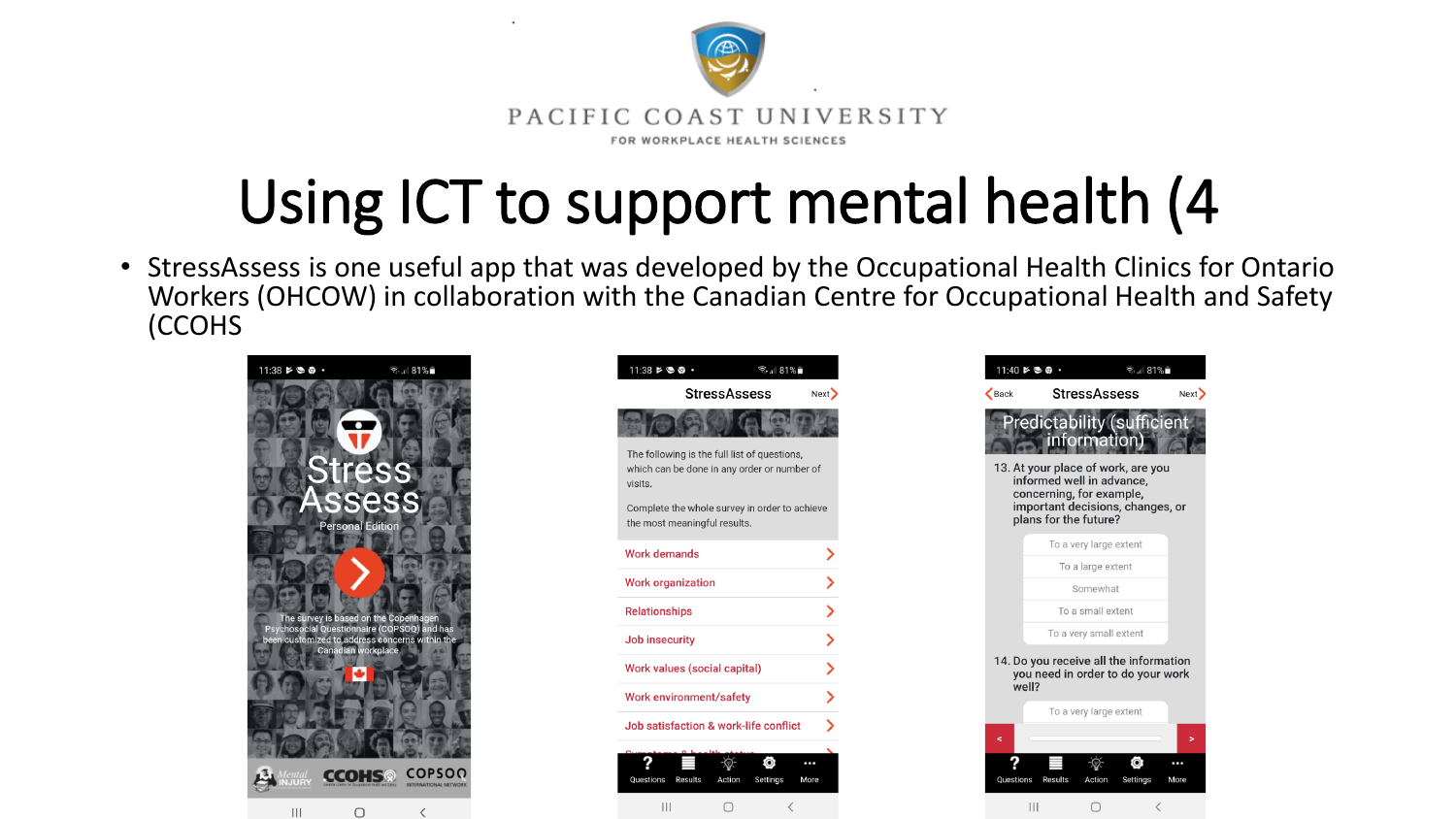# Using ICT to support mental health (4

- StressAssess is one useful app that was developed by the Occupational Health Clinics for Ontario Workers (OHCOW) in collaboration with the Canadian Centre for Occupational Health and Safety (CCOHS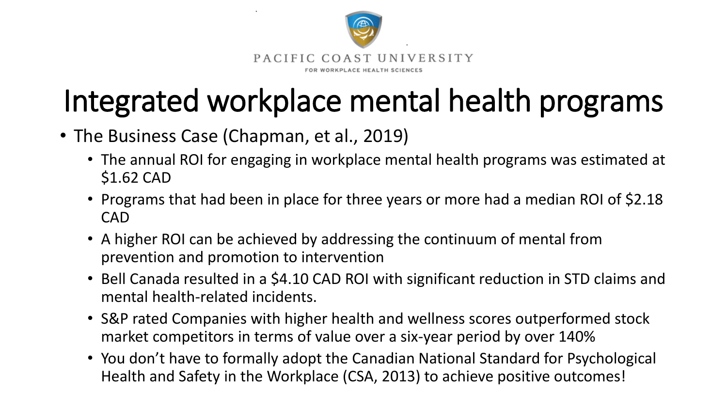# Integrated workplace mental health programs

- The Business Case (Chapman, et al., 2019)
  - The annual ROI for engaging in workplace mental health programs was estimated at $1.62 CAD
  - Programs that had been in place for three years or more had a median ROI of $2.18 CAD
  - A higher ROI can be achieved by addressing the continuum of mental from prevention and promotion to intervention
  - Bell Canada resulted in a $4.10 CAD ROI with significant reduction in STD claims and mental health-related incidents.
  - S&P rated Companies with higher health and wellness scores outperformed stock market competitors in terms of value over a six-year period by over 140%
  - You don't have to formally adopt the Canadian National Standard for Psychological Health and Safety in the Workplace (CSA, 2013) to achieve positive outcomes!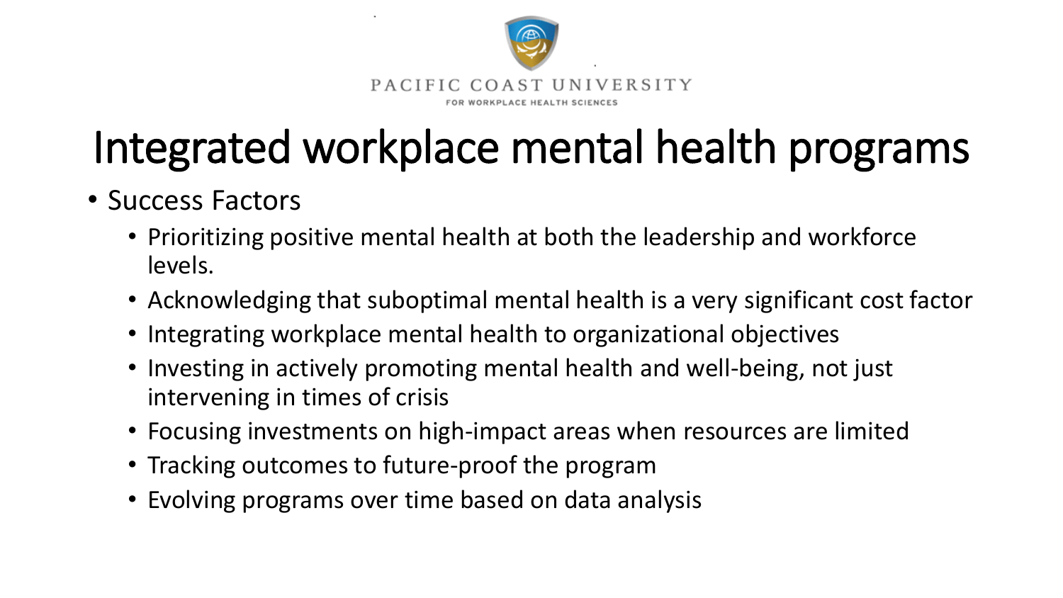PACIFIC COAST UNIVERSITY

FOR WORKPLACE HEALTH SCIENCES

# Integrated workplace mental health programs

- Success Factors
  - Prioritizing positive mental health at both the leadership and workforce levels.
  - Acknowledging that suboptimal mental health is a very significant cost factor
  - Integrating workplace mental health to organizational objectives
  - Investing in actively promoting mental health and well-being, not just intervening in times of crisis
  - Focusing investments on high-impact areas when resources are limited
  - Tracking outcomes to future-proof the program
  - Evolving programs over time based on data analysis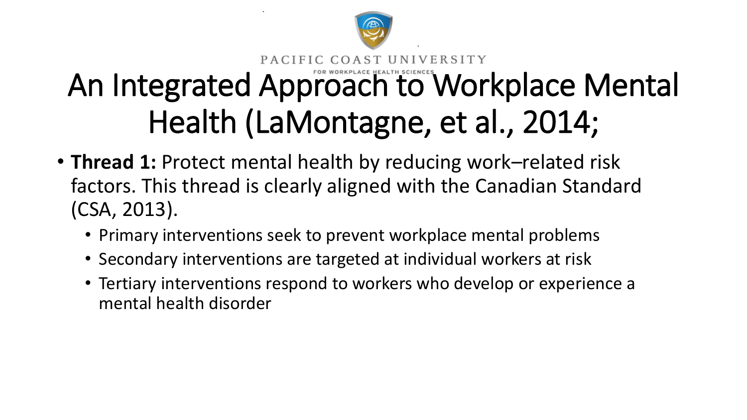# An Integrated Approach to Workplace Mental Health (LaMontagne, et al., 2014;

- **Thread 1:** Protect mental health by reducing work–related risk factors. This thread is clearly aligned with the Canadian Standard (CSA, 2013).
  - Primary interventions seek to prevent workplace mental problems
  - Secondary interventions are targeted at individual workers at risk
  - Tertiary interventions respond to workers who develop or experience a mental health disorder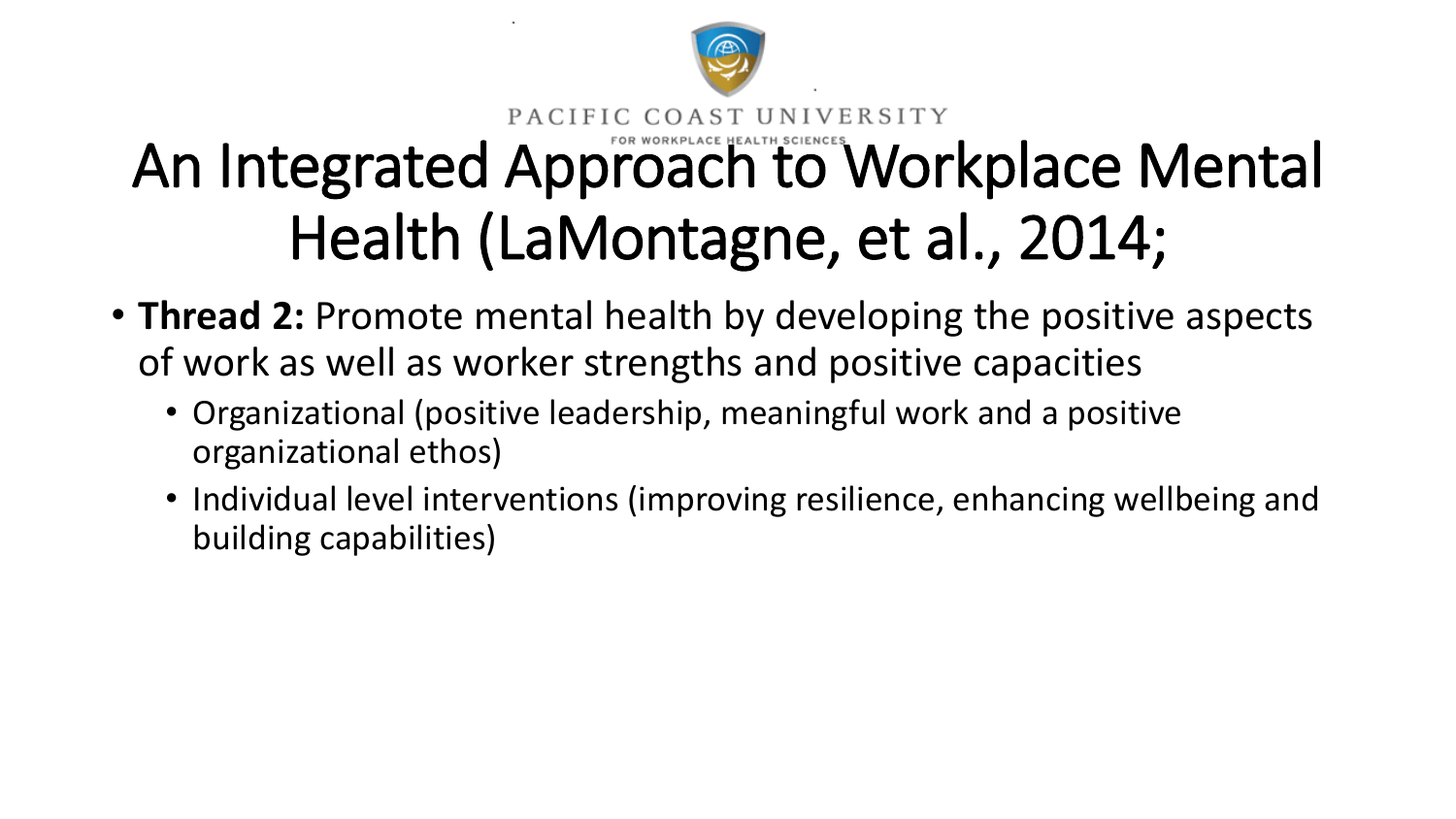# An Integrated Approach to Workplace Mental Health (LaMontagne, et al., 2014;

- **Thread 2:** Promote mental health by developing the positive aspects of work as well as worker strengths and positive capacities
  - Organizational (positive leadership, meaningful work and a positive organizational ethos)
  - Individual level interventions (improving resilience, enhancing wellbeing and building capabilities)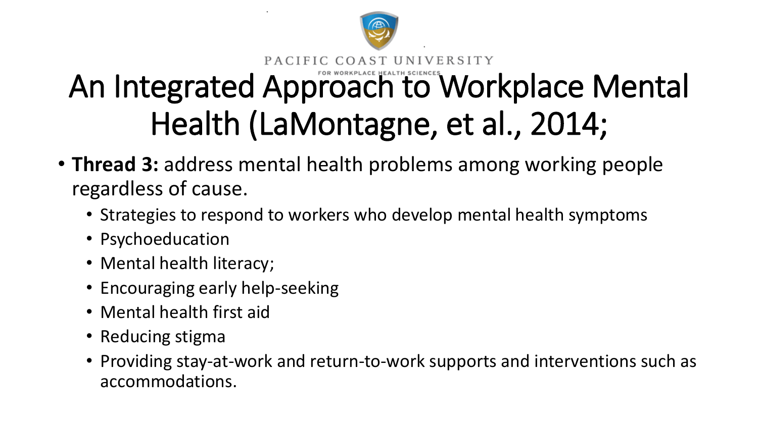# An Integrated Approach to Workplace Mental Health (LaMontagne, et al., 2014;

- **Thread 3:** address mental health problems among working people regardless of cause.
  - Strategies to respond to workers who develop mental health symptoms
  - Psychoeducation
  - Mental health literacy;
  - Encouraging early help-seeking
  - Mental health first aid
  - Reducing stigma
  - Providing stay-at-work and return-to-work supports and interventions such as accommodations.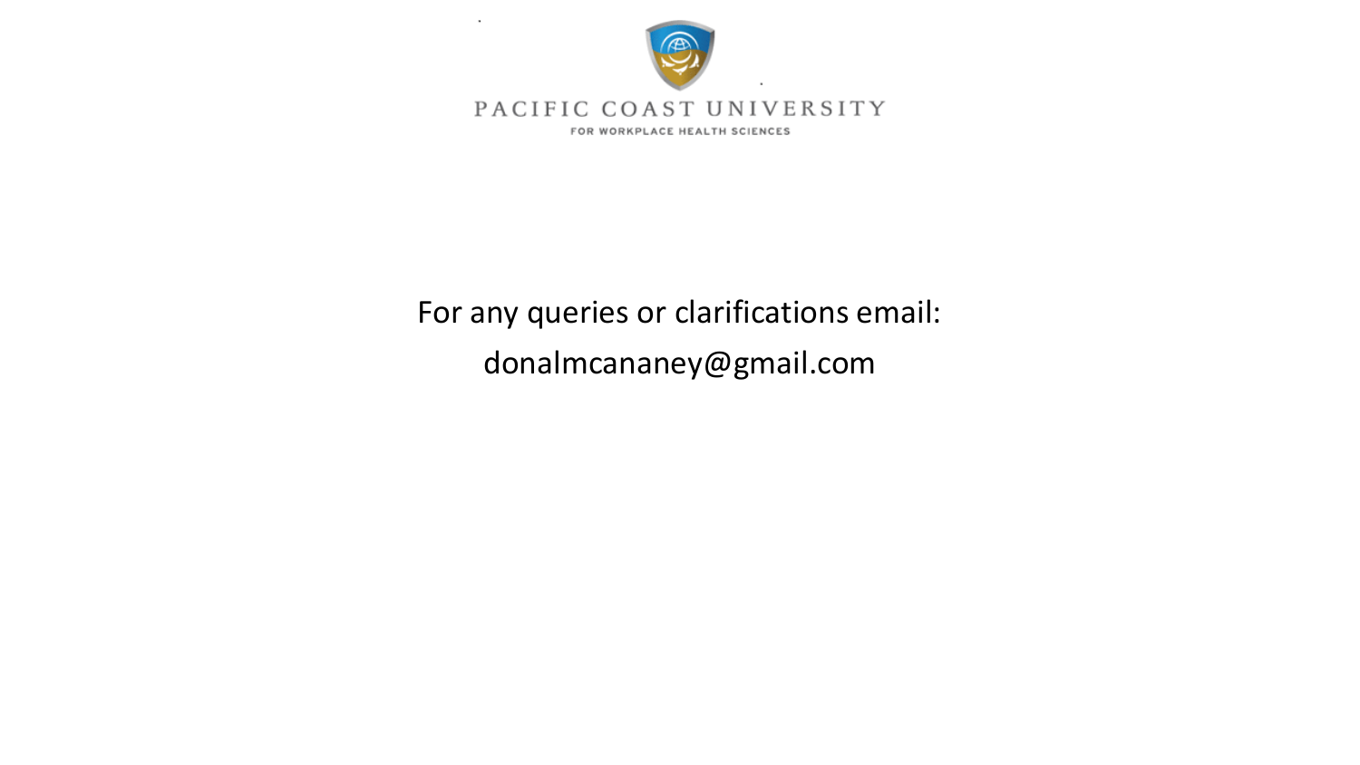PACIFIC COAST UNIVERSITY

FOR WORKPLACE HEALTH SCIENCES

For any queries or clarifications email:

donalmcananey@gmail.com